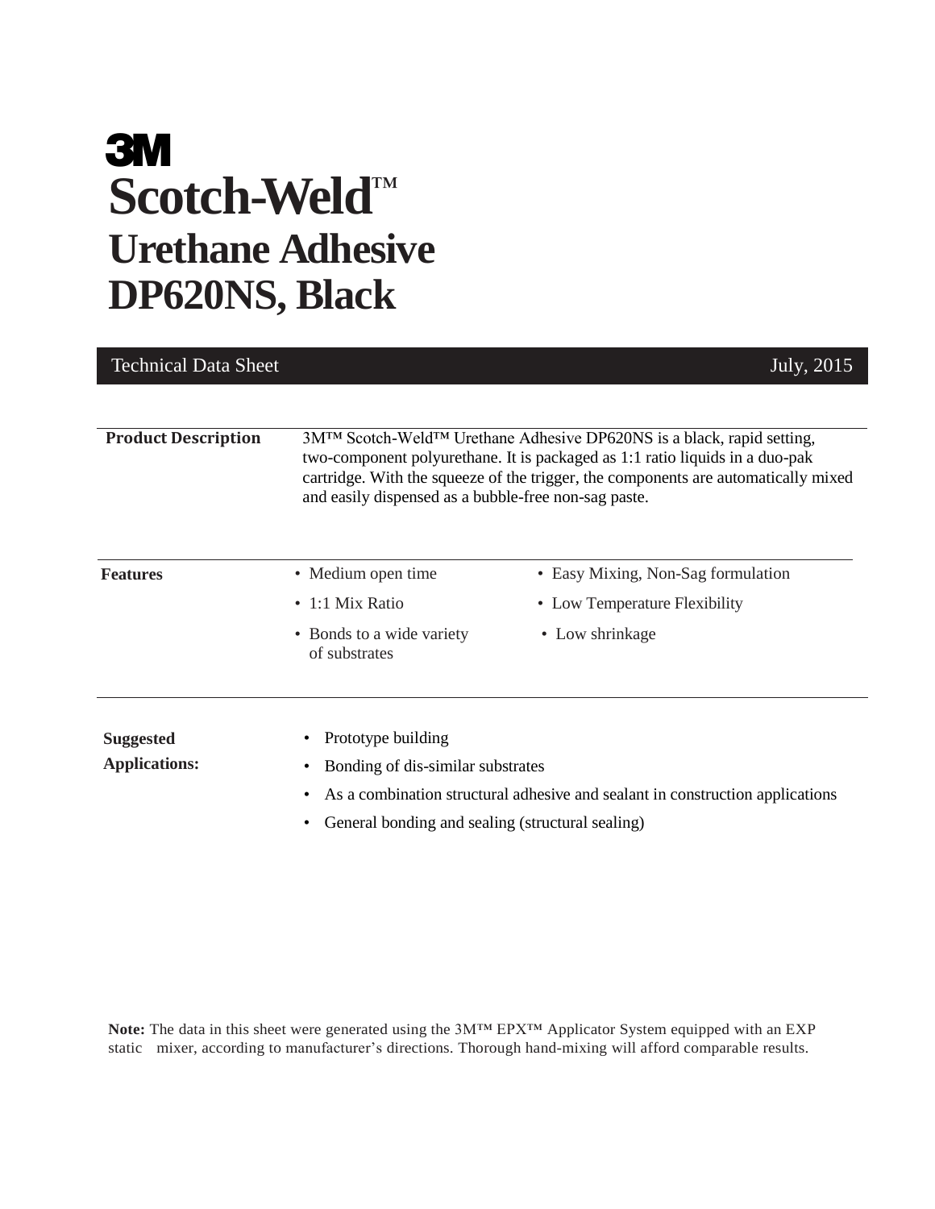# 3M

# Scotch-Weld™ Urethane Adhesive DP620NS, Black

Technical Data Sheet — July, 2015

**Product Description**

3M™ Scotch-Weld™ Urethane Adhesive DP620NS is a black, rapid setting, two-component polyurethane. It is packaged as 1:1 ratio liquids in a duo-pak cartridge. With the squeeze of the trigger, the components are automatically mixed and easily dispensed as a bubble-free non-sag paste.

**Features**

- Medium open time
- 1:1 Mix Ratio
- Bonds to a wide variety of substrates
- Easy Mixing, Non-Sag formulation
- Low Temperature Flexibility
- Low shrinkage

**Suggested Applications:**

- Prototype building
- Bonding of dis-similar substrates
- As a combination structural adhesive and sealant in construction applications
- General bonding and sealing (structural sealing)

**Note:** The data in this sheet were generated using the 3M™ EPX™ Applicator System equipped with an EXP static mixer, according to manufacturer's directions. Thorough hand-mixing will afford comparable results.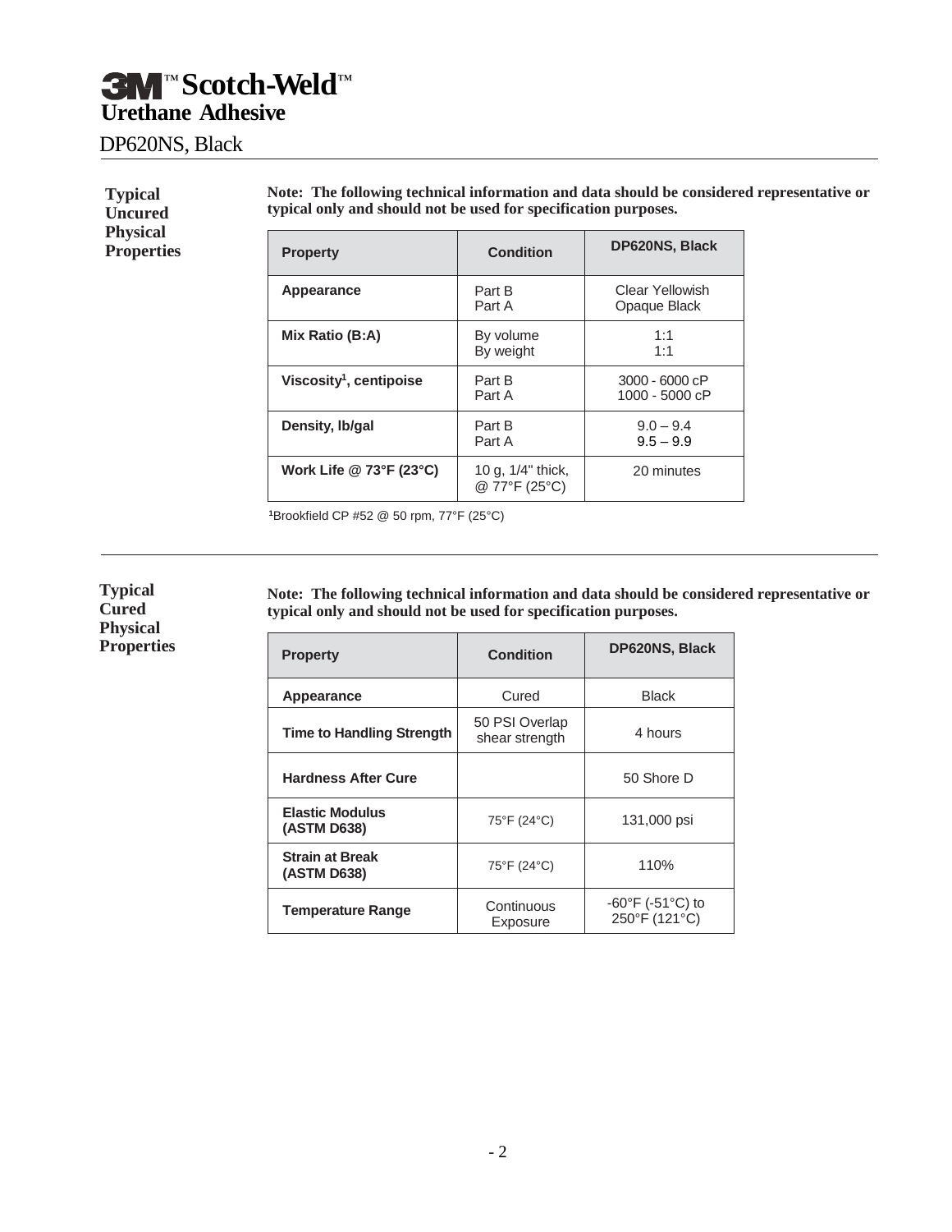# 3M™ Scotch-Weld™ Urethane Adhesive

## DP620NS, Black

### Typical Uncured Physical Properties

**Note: The following technical information and data should be considered representative or typical only and should not be used for specification purposes.**

| Property | Condition | DP620NS, Black |
|---|---|---|
| **Appearance** | Part B<br>Part A | Clear Yellowish<br>Opaque Black |
| **Mix Ratio (B:A)** | By volume<br>By weight | 1:1<br>1:1 |
| **Viscosity[1], centipoise** | Part B<br>Part A | 3000 - 6000 cP<br>1000 - 5000 cP |
| **Density, lb/gal** | Part B<br>Part A | 9.0 – 9.4<br>9.5 – 9.9 |
| **Work Life @ 73°F (23°C)** | 10 g, 1/4" thick, @ 77°F (25°C) | 20 minutes |

[1]Brookfield CP #52 @ 50 rpm, 77°F (25°C)

### Typical Cured Physical Properties

**Note: The following technical information and data should be considered representative or typical only and should not be used for specification purposes.**

| Property | Condition | DP620NS, Black |
|---|---|---|
| **Appearance** | Cured | Black |
| **Time to Handling Strength** | 50 PSI Overlap shear strength | 4 hours |
| **Hardness After Cure** | | 50 Shore D |
| **Elastic Modulus (ASTM D638)** | 75°F (24°C) | 131,000 psi |
| **Strain at Break (ASTM D638)** | 75°F (24°C) | 110% |
| **Temperature Range** | Continuous Exposure | -60°F (-51°C) to 250°F (121°C) |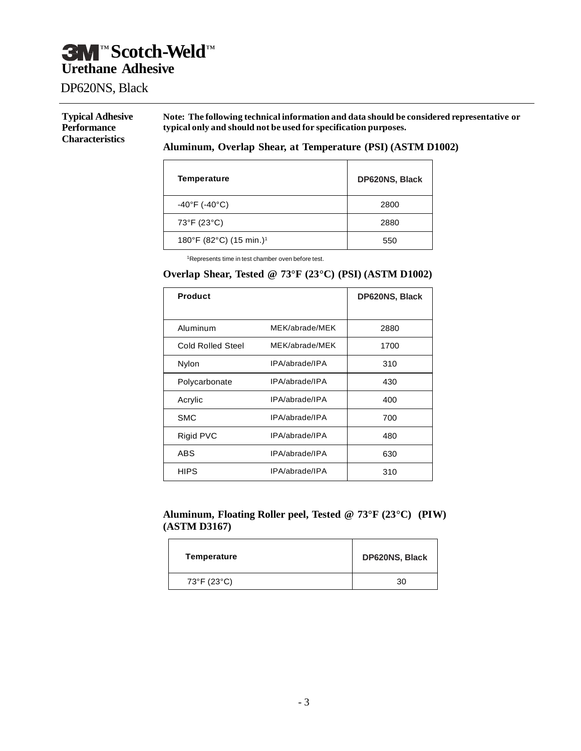# 3M™ Scotch-Weld™ Urethane Adhesive

DP620NS, Black

**Typical Adhesive Performance Characteristics**

**Note: The following technical information and data should be considered representative or typical only and should not be used for specification purposes.**

**Aluminum, Overlap Shear, at Temperature (PSI) (ASTM D1002)**

| Temperature | DP620NS, Black |
|---|---|
| -40°F (-40°C) | 2800 |
| 73°F (23°C) | 2880 |
| 180°F (82°C) (15 min.)[1] | 550 |

[1]Represents time in test chamber oven before test.

**Overlap Shear, Tested @ 73°F (23°C) (PSI) (ASTM D1002)**

| Product | | DP620NS, Black |
|---|---|---|
| Aluminum | MEK/abrade/MEK | 2880 |
| Cold Rolled Steel | MEK/abrade/MEK | 1700 |
| Nylon | IPA/abrade/IPA | 310 |
| Polycarbonate | IPA/abrade/IPA | 430 |
| Acrylic | IPA/abrade/IPA | 400 |
| SMC | IPA/abrade/IPA | 700 |
| Rigid PVC | IPA/abrade/IPA | 480 |
| ABS | IPA/abrade/IPA | 630 |
| HIPS | IPA/abrade/IPA | 310 |

**Aluminum, Floating Roller peel, Tested @ 73°F (23°C) (PIW) (ASTM D3167)**

| Temperature | DP620NS, Black |
|---|---|
| 73°F (23°C) | 30 |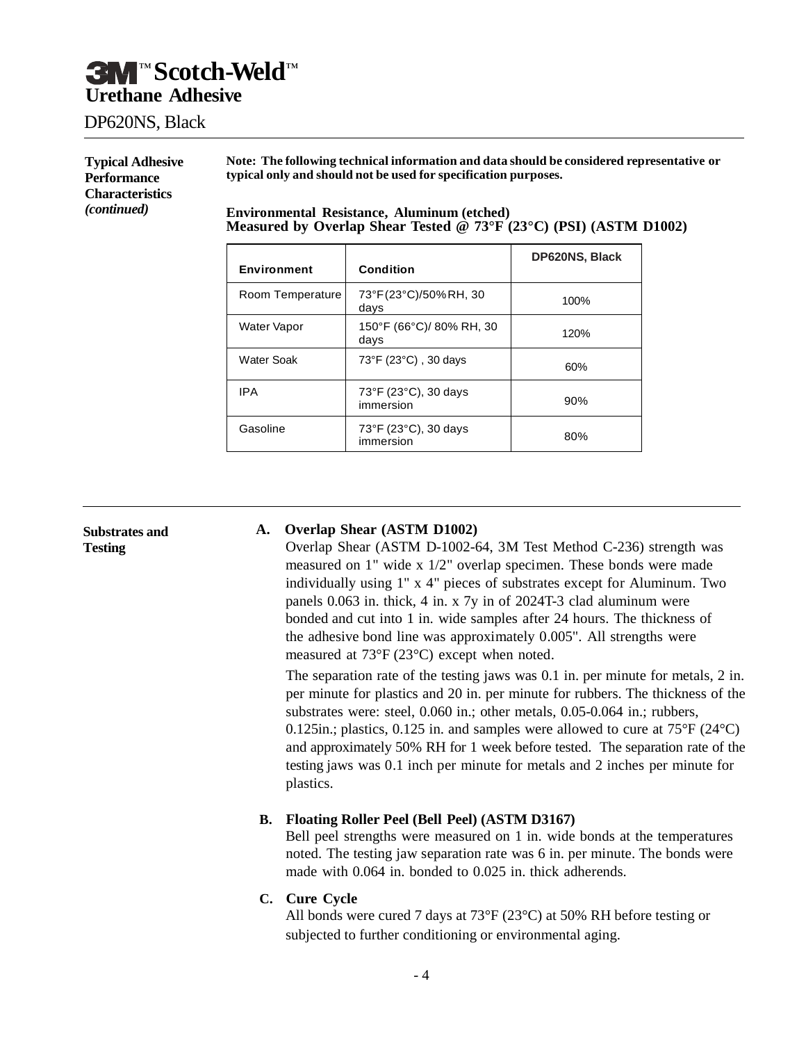# 3M™ Scotch-Weld™ Urethane Adhesive

DP620NS, Black

**Typical Adhesive Performance Characteristics *(continued)***

**Note: The following technical information and data should be considered representative or typical only and should not be used for specification purposes.**

**Environmental Resistance, Aluminum (etched)**
**Measured by Overlap Shear Tested @ 73°F (23°C) (PSI) (ASTM D1002)**

| Environment | Condition | DP620NS, Black |
|---|---|---|
| Room Temperature | 73°F(23°C)/50%RH, 30 days | 100% |
| Water Vapor | 150°F (66°C)/ 80% RH, 30 days | 120% |
| Water Soak | 73°F (23°C) , 30 days | 60% |
| IPA | 73°F (23°C), 30 days immersion | 90% |
| Gasoline | 73°F (23°C), 30 days immersion | 80% |

**Substrates and Testing**

**A. Overlap Shear (ASTM D1002)**

Overlap Shear (ASTM D-1002-64, 3M Test Method C-236) strength was measured on 1" wide x 1/2" overlap specimen. These bonds were made individually using 1" x 4" pieces of substrates except for Aluminum. Two panels 0.063 in. thick, 4 in. x 7y in of 2024T-3 clad aluminum were bonded and cut into 1 in. wide samples after 24 hours. The thickness of the adhesive bond line was approximately 0.005". All strengths were measured at 73°F (23°C) except when noted.

The separation rate of the testing jaws was 0.1 in. per minute for metals, 2 in. per minute for plastics and 20 in. per minute for rubbers. The thickness of the substrates were: steel, 0.060 in.; other metals, 0.05-0.064 in.; rubbers, 0.125in.; plastics, 0.125 in. and samples were allowed to cure at 75°F (24°C) and approximately 50% RH for 1 week before tested. The separation rate of the testing jaws was 0.1 inch per minute for metals and 2 inches per minute for plastics.

**B. Floating Roller Peel (Bell Peel) (ASTM D3167)**

Bell peel strengths were measured on 1 in. wide bonds at the temperatures noted. The testing jaw separation rate was 6 in. per minute. The bonds were made with 0.064 in. bonded to 0.025 in. thick adherends.

**C. Cure Cycle**

All bonds were cured 7 days at 73°F (23°C) at 50% RH before testing or subjected to further conditioning or environmental aging.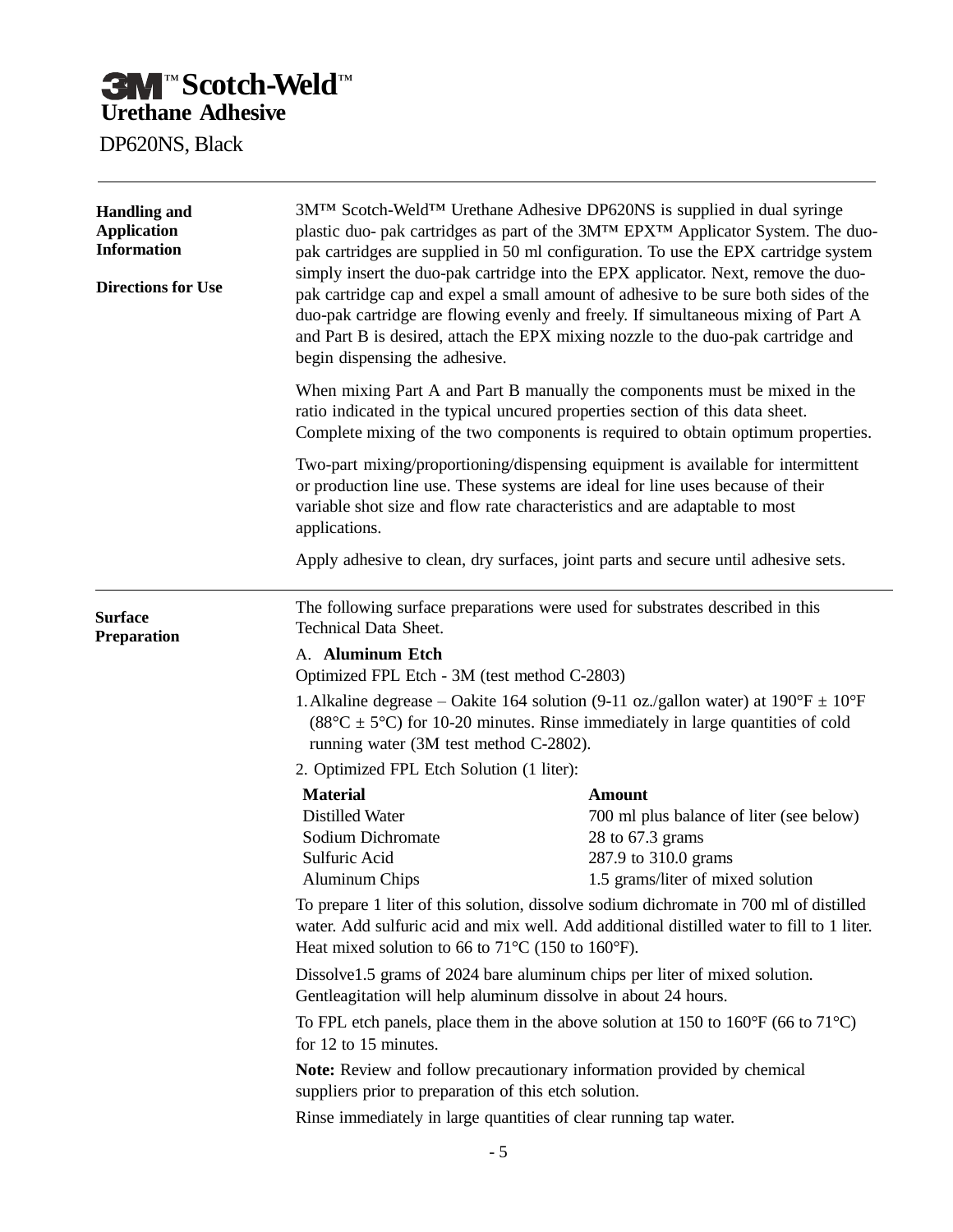# 3M™ Scotch-Weld™ Urethane Adhesive

DP620NS, Black

---

## Handling and Application Information

### Directions for Use

3M™ Scotch-Weld™ Urethane Adhesive DP620NS is supplied in dual syringe plastic duo- pak cartridges as part of the 3M™ EPX™ Applicator System. The duo-pak cartridges are supplied in 50 ml configuration. To use the EPX cartridge system simply insert the duo-pak cartridge into the EPX applicator. Next, remove the duo-pak cartridge cap and expel a small amount of adhesive to be sure both sides of the duo-pak cartridge are flowing evenly and freely. If simultaneous mixing of Part A and Part B is desired, attach the EPX mixing nozzle to the duo-pak cartridge and begin dispensing the adhesive.

When mixing Part A and Part B manually the components must be mixed in the ratio indicated in the typical uncured properties section of this data sheet. Complete mixing of the two components is required to obtain optimum properties.

Two-part mixing/proportioning/dispensing equipment is available for intermittent or production line use. These systems are ideal for line uses because of their variable shot size and flow rate characteristics and are adaptable to most applications.

Apply adhesive to clean, dry surfaces, joint parts and secure until adhesive sets.

---

## Surface Preparation

The following surface preparations were used for substrates described in this Technical Data Sheet.

A. **Aluminum Etch**

Optimized FPL Etch - 3M (test method C-2803)

1. Alkaline degrease – Oakite 164 solution (9-11 oz./gallon water) at 190°F ± 10°F (88°C ± 5°C) for 10-20 minutes. Rinse immediately in large quantities of cold running water (3M test method C-2802).
2. Optimized FPL Etch Solution (1 liter):

| **Material** | **Amount** |
|---|---|
| Distilled Water | 700 ml plus balance of liter (see below) |
| Sodium Dichromate | 28 to 67.3 grams |
| Sulfuric Acid | 287.9 to 310.0 grams |
| Aluminum Chips | 1.5 grams/liter of mixed solution |

To prepare 1 liter of this solution, dissolve sodium dichromate in 700 ml of distilled water. Add sulfuric acid and mix well. Add additional distilled water to fill to 1 liter. Heat mixed solution to 66 to 71°C (150 to 160°F).

Dissolve1.5 grams of 2024 bare aluminum chips per liter of mixed solution. Gentleagitation will help aluminum dissolve in about 24 hours.

To FPL etch panels, place them in the above solution at 150 to 160°F (66 to 71°C) for 12 to 15 minutes.

**Note:** Review and follow precautionary information provided by chemical suppliers prior to preparation of this etch solution.

Rinse immediately in large quantities of clear running tap water.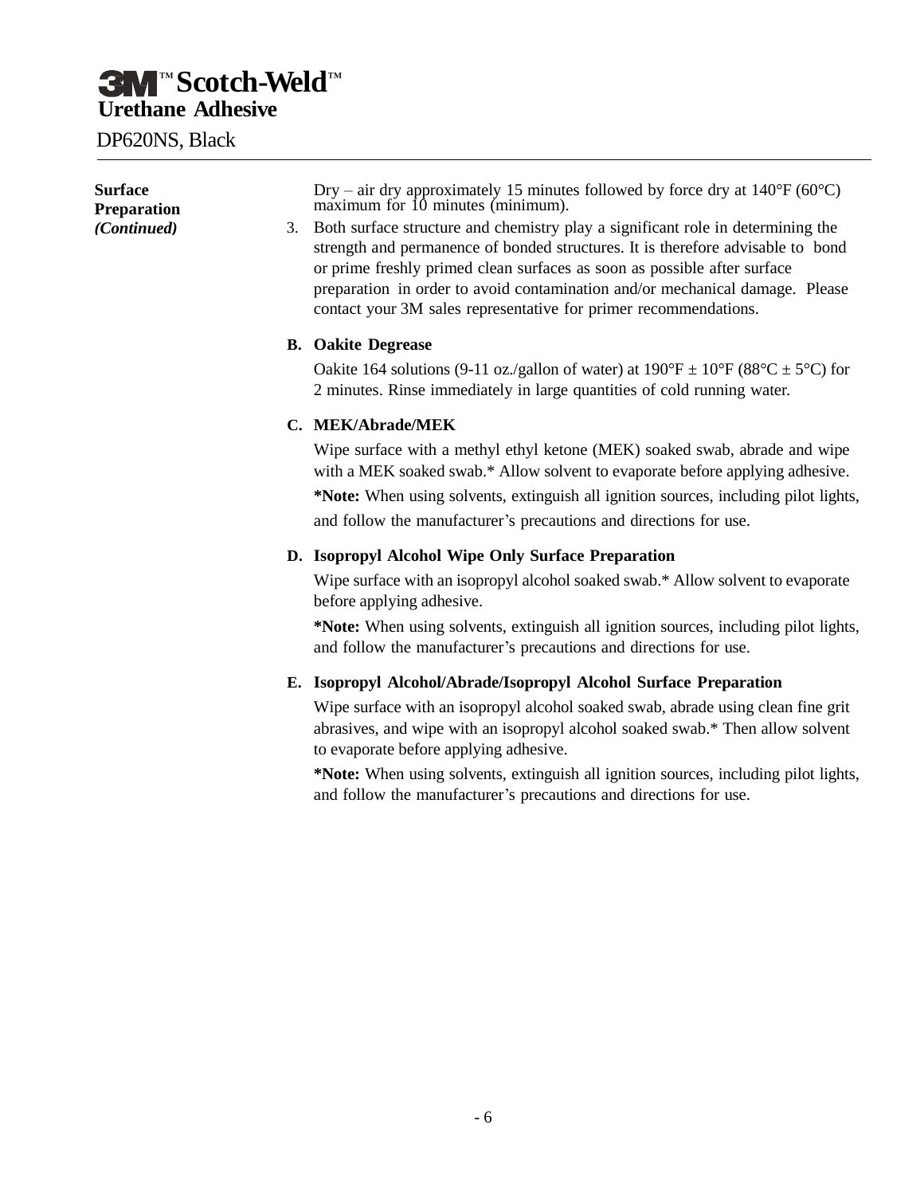**Surface Preparation *(Continued)***

Dry – air dry approximately 15 minutes followed by force dry at 140°F (60°C) maximum for 10 minutes (minimum).

3. Both surface structure and chemistry play a significant role in determining the strength and permanence of bonded structures. It is therefore advisable to bond or prime freshly primed clean surfaces as soon as possible after surface preparation in order to avoid contamination and/or mechanical damage. Please contact your 3M sales representative for primer recommendations.

**B. Oakite Degrease**

Oakite 164 solutions (9-11 oz./gallon of water) at 190°F ± 10°F (88°C ± 5°C) for 2 minutes. Rinse immediately in large quantities of cold running water.

**C. MEK/Abrade/MEK**

Wipe surface with a methyl ethyl ketone (MEK) soaked swab, abrade and wipe with a MEK soaked swab.* Allow solvent to evaporate before applying adhesive.

***Note:** When using solvents, extinguish all ignition sources, including pilot lights, and follow the manufacturer's precautions and directions for use.

**D. Isopropyl Alcohol Wipe Only Surface Preparation**

Wipe surface with an isopropyl alcohol soaked swab.* Allow solvent to evaporate before applying adhesive.

***Note:** When using solvents, extinguish all ignition sources, including pilot lights, and follow the manufacturer's precautions and directions for use.

**E. Isopropyl Alcohol/Abrade/Isopropyl Alcohol Surface Preparation**

Wipe surface with an isopropyl alcohol soaked swab, abrade using clean fine grit abrasives, and wipe with an isopropyl alcohol soaked swab.* Then allow solvent to evaporate before applying adhesive.

***Note:** When using solvents, extinguish all ignition sources, including pilot lights, and follow the manufacturer's precautions and directions for use.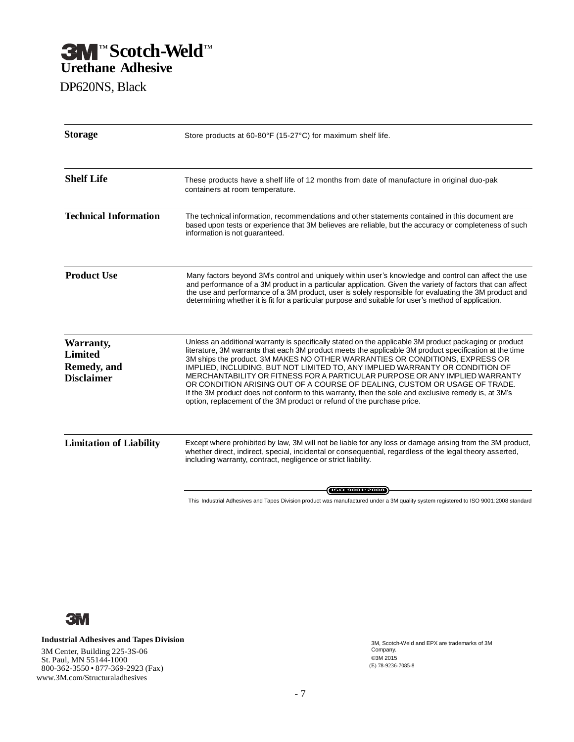# 3M™ Scotch-Weld™

## Urethane Adhesive

DP620NS, Black

| | |
|---|---|
| **Storage** | Store products at 60-80°F (15-27°C) for maximum shelf life. |
| **Shelf Life** | These products have a shelf life of 12 months from date of manufacture in original duo-pak containers at room temperature. |
| **Technical Information** | The technical information, recommendations and other statements contained in this document are based upon tests or experience that 3M believes are reliable, but the accuracy or completeness of such information is not guaranteed. |
| **Product Use** | Many factors beyond 3M's control and uniquely within user's knowledge and control can affect the use and performance of a 3M product in a particular application. Given the variety of factors that can affect the use and performance of a 3M product, user is solely responsible for evaluating the 3M product and determining whether it is fit for a particular purpose and suitable for user's method of application. |
| **Warranty, Limited Remedy, and Disclaimer** | Unless an additional warranty is specifically stated on the applicable 3M product packaging or product literature, 3M warrants that each 3M product meets the applicable 3M product specification at the time 3M ships the product. 3M MAKES NO OTHER WARRANTIES OR CONDITIONS, EXPRESS OR IMPLIED, INCLUDING, BUT NOT LIMITED TO, ANY IMPLIED WARRANTY OR CONDITION OF MERCHANTABILITY OR FITNESS FOR A PARTICULAR PURPOSE OR ANY IMPLIED WARRANTY OR CONDITION ARISING OUT OF A COURSE OF DEALING, CUSTOM OR USAGE OF TRADE. If the 3M product does not conform to this warranty, then the sole and exclusive remedy is, at 3M's option, replacement of the 3M product or refund of the purchase price. |
| **Limitation of Liability** | Except where prohibited by law, 3M will not be liable for any loss or damage arising from the 3M product, whether direct, indirect, special, incidental or consequential, regardless of the legal theory asserted, including warranty, contract, negligence or strict liability. |

ISO 9001:2008

This Industrial Adhesives and Tapes Division product was manufactured under a 3M quality system registered to ISO 9001:2008 standard

3M

**Industrial Adhesives and Tapes Division**

3M Center, Building 225-3S-06
St. Paul, MN 55144-1000
800-362-3550 • 877-369-2923 (Fax)
www.3M.com/Structuraladhesives

3M, Scotch-Weld and EPX are trademarks of 3M Company.
©3M 2015
(E) 78-9236-7085-8